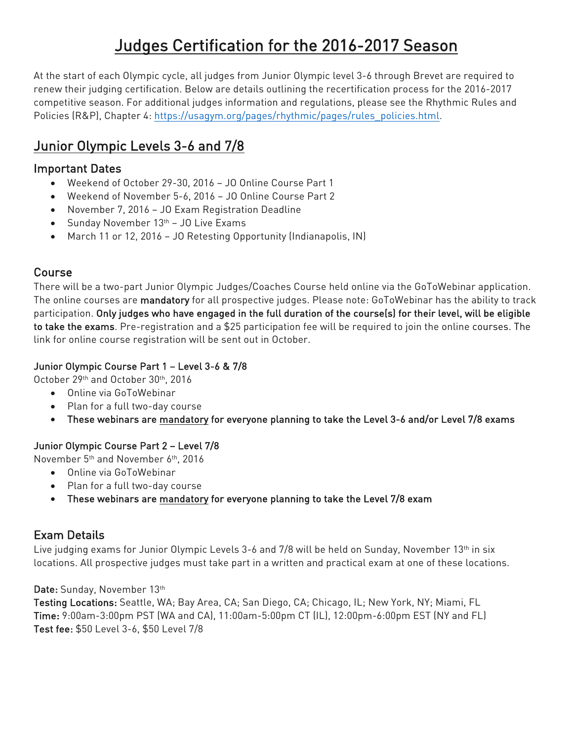# Judges Certification for the 2016-2017 Season

At the start of each Olympic cycle, all judges from Junior Olympic level 3-6 through Brevet are required to renew their judging certification. Below are details outlining the recertification process for the 2016-2017 competitive season. For additional judges information and regulations, please see the Rhythmic Rules and Policies (R&P), Chapter 4: [https://usagym.org/pages/rhythmic/pages/rules_policies.html](https://usagym.org/pages/rhythmic/pages/rules_policies.html).

## Junior Olympic Levels 3-6 and 7/8

### Important Dates

- Weekend of October 29-30, 2016 – JO Online Course Part 1
- Weekend of November 5-6, 2016 – JO Online Course Part 2
- November 7, 2016 – JO Exam Registration Deadline
- Sunday November 13th – JO Live Exams
- March 11 or 12, 2016 – JO Retesting Opportunity (Indianapolis, IN)

### Course

There will be a two-part Junior Olympic Judges/Coaches Course held online via the GoToWebinar application. The online courses are **mandatory** for all prospective judges. Please note: GoToWebinar has the ability to track participation. **Only judges who have engaged in the full duration of the course(s) for their level, will be eligible to take the exams**. Pre-registration and a $25 participation fee will be required to join the online courses. The link for online course registration will be sent out in October.

#### Junior Olympic Course Part 1 – Level 3-6 & 7/8

October 29th and October 30th, 2016

- Online via GoToWebinar
- Plan for a full two-day course
- **These webinars are mandatory for everyone planning to take the Level 3-6 and/or Level 7/8 exams**

#### Junior Olympic Course Part 2 – Level 7/8

November 5th and November 6th, 2016

- Online via GoToWebinar
- Plan for a full two-day course
- **These webinars are mandatory for everyone planning to take the Level 7/8 exam**

### Exam Details

Live judging exams for Junior Olympic Levels 3-6 and 7/8 will be held on Sunday, November 13th in six locations. All prospective judges must take part in a written and practical exam at one of these locations.

**Date:** Sunday, November 13th
**Testing Locations:** Seattle, WA; Bay Area, CA; San Diego, CA; Chicago, IL; New York, NY; Miami, FL
**Time:** 9:00am-3:00pm PST (WA and CA), 11:00am-5:00pm CT (IL), 12:00pm-6:00pm EST (NY and FL)
**Test fee:** $50 Level 3-6, $50 Level 7/8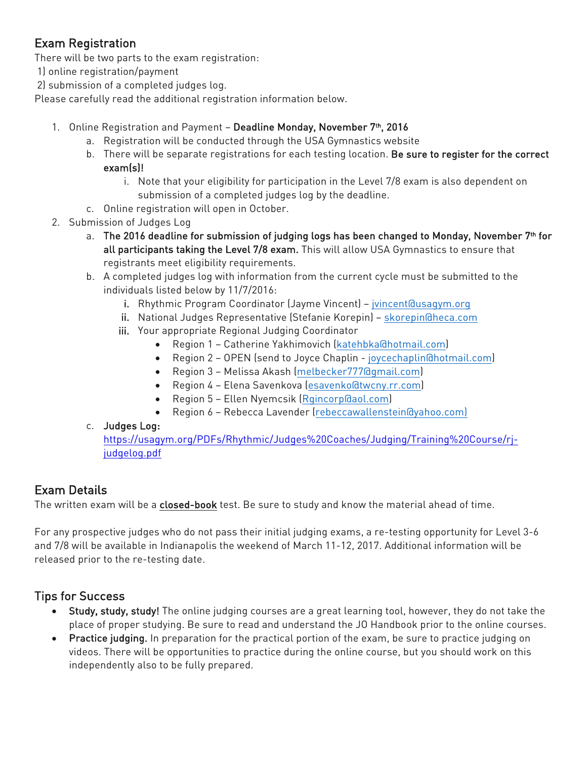## Exam Registration

There will be two parts to the exam registration:

1) online registration/payment
2) submission of a completed judges log.

Please carefully read the additional registration information below.

1. Online Registration and Payment – **Deadline Monday, November 7th, 2016**
   a. Registration will be conducted through the USA Gymnastics website
   b. There will be separate registrations for each testing location. **Be sure to register for the correct exam(s)!**
      i. Note that your eligibility for participation in the Level 7/8 exam is also dependent on submission of a completed judges log by the deadline.
   c. Online registration will open in October.
2. Submission of Judges Log
   a. **The 2016 deadline for submission of judging logs has been changed to Monday, November 7th for all participants taking the Level 7/8 exam.** This will allow USA Gymnastics to ensure that registrants meet eligibility requirements.
   b. A completed judges log with information from the current cycle must be submitted to the individuals listed below by 11/7/2016:
      i. Rhythmic Program Coordinator (Jayme Vincent) – jvincent@usagym.org
      ii. National Judges Representative (Stefanie Korepin) – skorepin@heca.com
      iii. Your appropriate Regional Judging Coordinator
         - Region 1 – Catherine Yakhimovich (katehbka@hotmail.com)
         - Region 2 – OPEN (send to Joyce Chaplin - joycechaplin@hotmail.com)
         - Region 3 – Melissa Akash (melbecker777@gmail.com)
         - Region 4 – Elena Savenkova (esavenko@twcny.rr.com)
         - Region 5 – Ellen Nyemcsik (Rgincorp@aol.com)
         - Region 6 – Rebecca Lavender (rebeccawallenstein@yahoo.com)
   c. **Judges Log:** https://usagym.org/PDFs/Rhythmic/Judges%20Coaches/Judging/Training%20Course/rj-judgelog.pdf

## Exam Details

The written exam will be a **closed-book** test. Be sure to study and know the material ahead of time.

For any prospective judges who do not pass their initial judging exams, a re-testing opportunity for Level 3-6 and 7/8 will be available in Indianapolis the weekend of March 11-12, 2017. Additional information will be released prior to the re-testing date.

## Tips for Success

- **Study, study, study!** The online judging courses are a great learning tool, however, they do not take the place of proper studying. Be sure to read and understand the JO Handbook prior to the online courses.
- **Practice judging.** In preparation for the practical portion of the exam, be sure to practice judging on videos. There will be opportunities to practice during the online course, but you should work on this independently also to be fully prepared.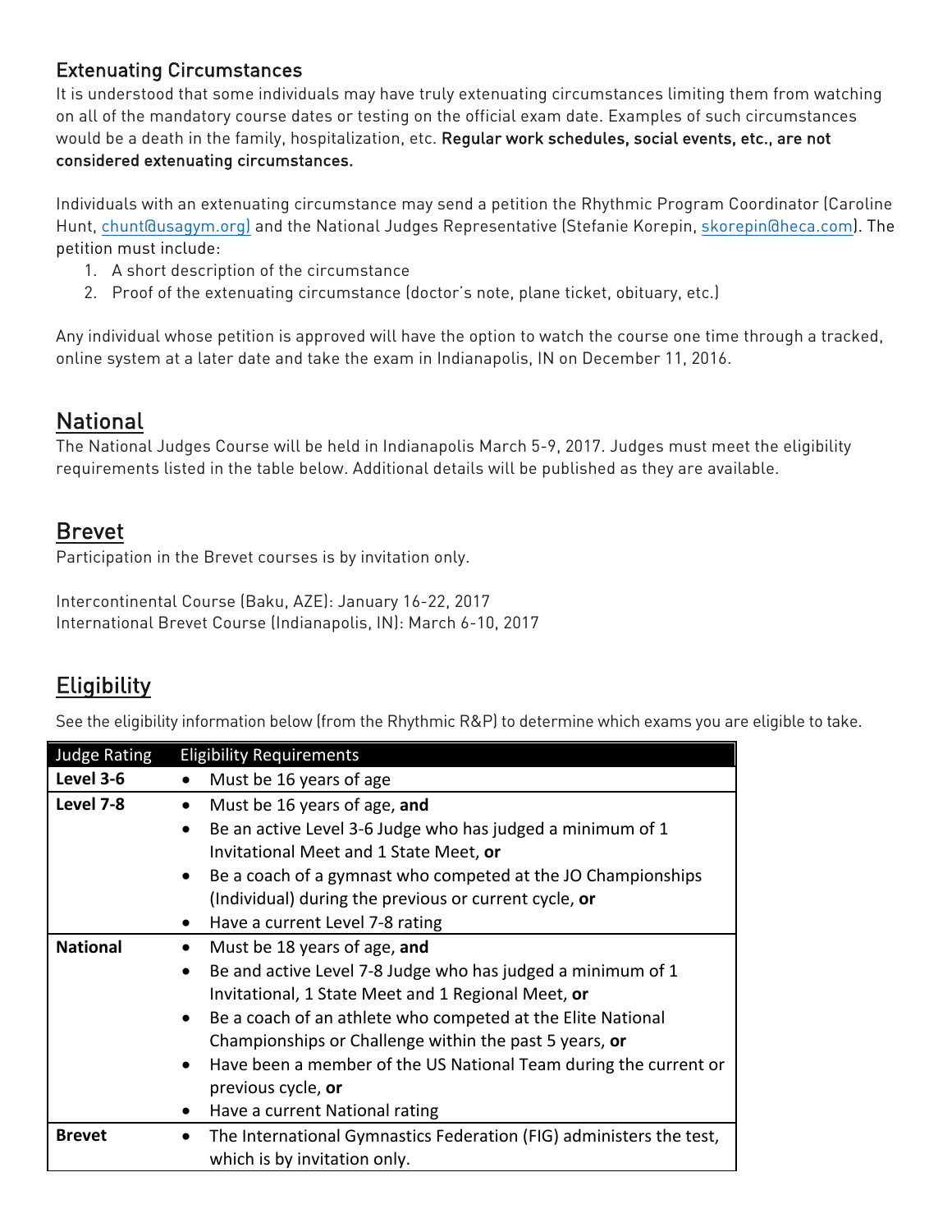### Extenuating Circumstances

It is understood that some individuals may have truly extenuating circumstances limiting them from watching on all of the mandatory course dates or testing on the official exam date. Examples of such circumstances would be a death in the family, hospitalization, etc. **Regular work schedules, social events, etc., are not considered extenuating circumstances.**

Individuals with an extenuating circumstance may send a petition the Rhythmic Program Coordinator (Caroline Hunt, chunt@usagym.org) and the National Judges Representative (Stefanie Korepin, skorepin@heca.com). The petition must include:

1. A short description of the circumstance
2. Proof of the extenuating circumstance (doctor's note, plane ticket, obituary, etc.)

Any individual whose petition is approved will have the option to watch the course one time through a tracked, online system at a later date and take the exam in Indianapolis, IN on December 11, 2016.

## National

The National Judges Course will be held in Indianapolis March 5-9, 2017. Judges must meet the eligibility requirements listed in the table below. Additional details will be published as they are available.

## Brevet

Participation in the Brevet courses is by invitation only.

Intercontinental Course (Baku, AZE): January 16-22, 2017
International Brevet Course (Indianapolis, IN): March 6-10, 2017

## Eligibility

See the eligibility information below (from the Rhythmic R&P) to determine which exams you are eligible to take.

| Judge Rating | Eligibility Requirements |
|---|---|
| **Level 3-6** | • Must be 16 years of age |
| **Level 7-8** | • Must be 16 years of age, **and**<br>• Be an active Level 3-6 Judge who has judged a minimum of 1 Invitational Meet and 1 State Meet, **or**<br>• Be a coach of a gymnast who competed at the JO Championships (Individual) during the previous or current cycle, **or**<br>• Have a current Level 7-8 rating |
| **National** | • Must be 18 years of age, **and**<br>• Be and active Level 7-8 Judge who has judged a minimum of 1 Invitational, 1 State Meet and 1 Regional Meet, **or**<br>• Be a coach of an athlete who competed at the Elite National Championships or Challenge within the past 5 years, **or**<br>• Have been a member of the US National Team during the current or previous cycle, **or**<br>• Have a current National rating |
| **Brevet** | • The International Gymnastics Federation (FIG) administers the test, which is by invitation only. |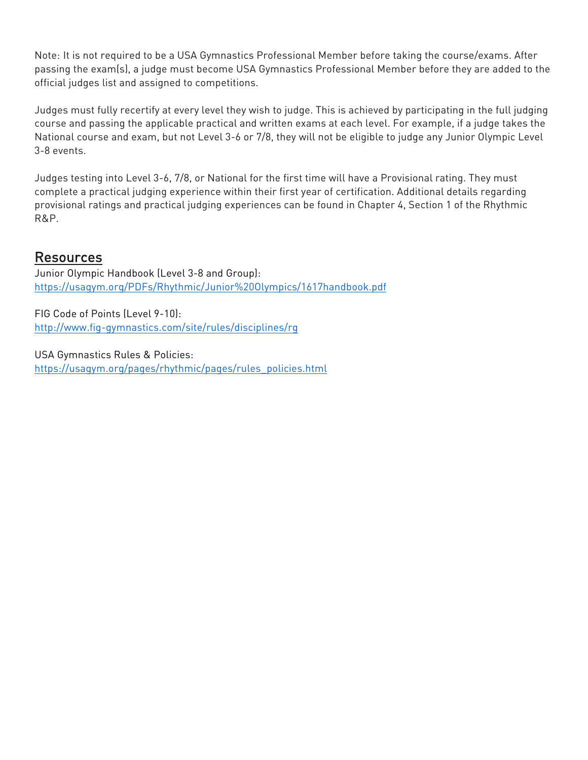Note: It is not required to be a USA Gymnastics Professional Member before taking the course/exams. After passing the exam(s), a judge must become USA Gymnastics Professional Member before they are added to the official judges list and assigned to competitions.

Judges must fully recertify at every level they wish to judge. This is achieved by participating in the full judging course and passing the applicable practical and written exams at each level. For example, if a judge takes the National course and exam, but not Level 3-6 or 7/8, they will not be eligible to judge any Junior Olympic Level 3-8 events.

Judges testing into Level 3-6, 7/8, or National for the first time will have a Provisional rating. They must complete a practical judging experience within their first year of certification. Additional details regarding provisional ratings and practical judging experiences can be found in Chapter 4, Section 1 of the Rhythmic R&P.

## Resources

Junior Olympic Handbook (Level 3-8 and Group):
[https://usagym.org/PDFs/Rhythmic/Junior%20Olympics/1617handbook.pdf](https://usagym.org/PDFs/Rhythmic/Junior%20Olympics/1617handbook.pdf)

FIG Code of Points (Level 9-10):
[http://www.fig-gymnastics.com/site/rules/disciplines/rg](http://www.fig-gymnastics.com/site/rules/disciplines/rg)

USA Gymnastics Rules & Policies:
[https://usagym.org/pages/rhythmic/pages/rules_policies.html](https://usagym.org/pages/rhythmic/pages/rules_policies.html)